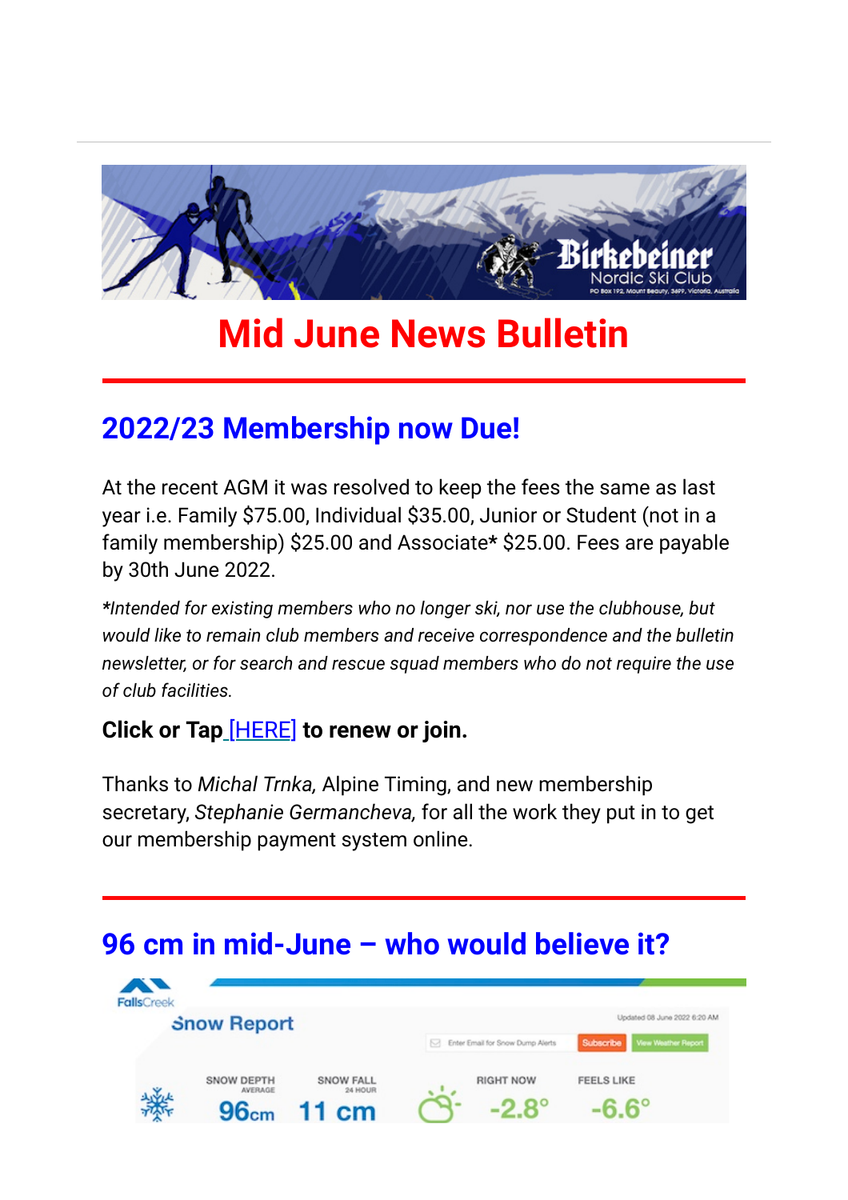# Mid June News Bulletin

## 2022/23 Membership now Due!

At the recent AGM it was resolved to keep the fees the same as last year i.e. Family $75.00, Individual $35.00, Junior or Student (not in a family membership) $25.00 and Associate**\*** $25.00. Fees are payable by 30th June 2022.

*\*Intended for existing members who no longer ski, nor use the clubhouse, but would like to remain club members and receive correspondence and the bulletin newsletter, or for search and rescue squad members who do not require the use of club facilities.*

**Click or Tap [HERE] to renew or join.**

Thanks to *Michal Trnka,* Alpine Timing, and new membership secretary, *Stephanie Germancheva,* for all the work they put in to get our membership payment system online.

## 96 cm in mid-June – who would believe it?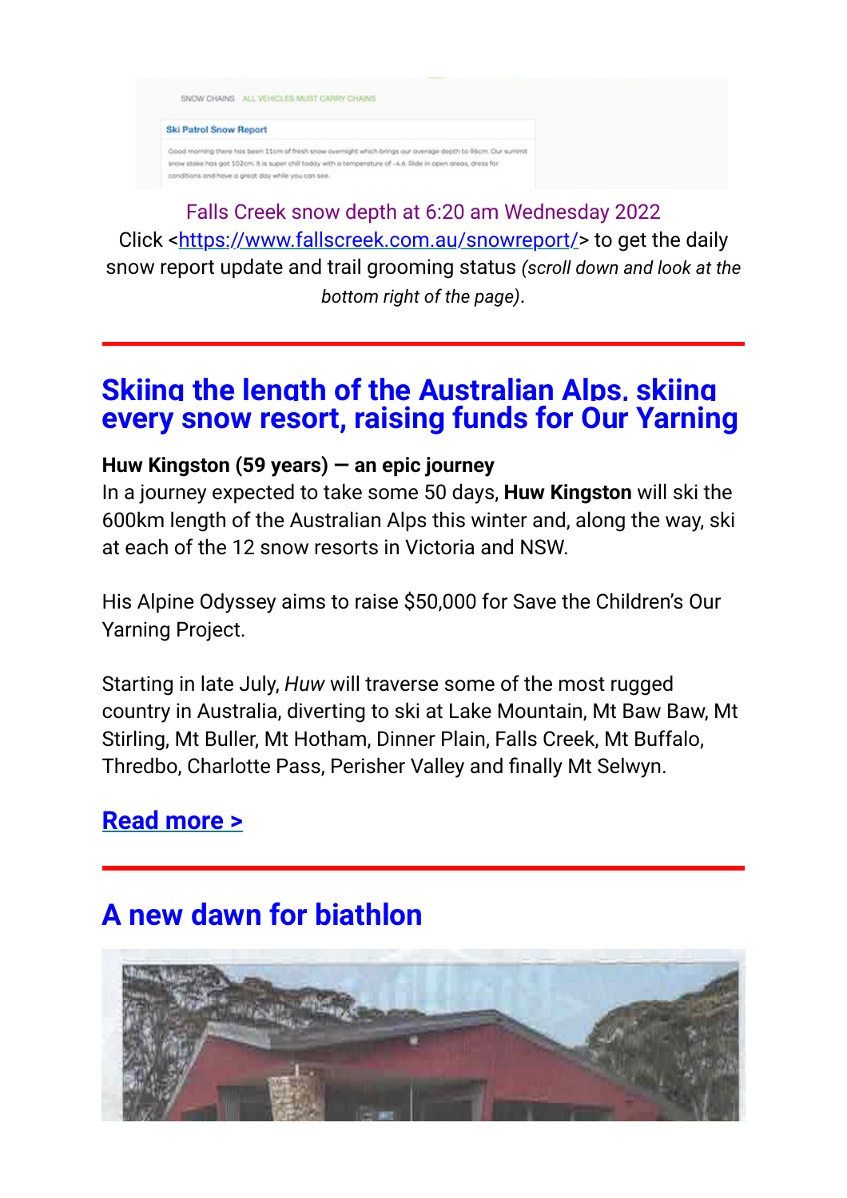SNOW CHAINS ALL VEHICLES MUST CARRY CHAINS

Ski Patrol Snow Report

Good morning there has been 11cm of fresh snow overnight which brings our average depth to 96cm. Our summit snow stake has got 102cm. It is super chill today with a temperature of -4.6. Ride in open areas, dress for conditions and have a great day while you can see.

Falls Creek snow depth at 6:20 am Wednesday 2022

Click <https://www.fallscreek.com.au/snowreport/> to get the daily snow report update and trail grooming status *(scroll down and look at the bottom right of the page)*.

---

## Skiing the length of the Australian Alps, skiing every snow resort, raising funds for Our Yarning

**Huw Kingston (59 years) — an epic journey**

In a journey expected to take some 50 days, **Huw Kingston** will ski the 600km length of the Australian Alps this winter and, along the way, ski at each of the 12 snow resorts in Victoria and NSW.

His Alpine Odyssey aims to raise $50,000 for Save the Children's Our Yarning Project.

Starting in late July, *Huw* will traverse some of the most rugged country in Australia, diverting to ski at Lake Mountain, Mt Baw Baw, Mt Stirling, Mt Buller, Mt Hotham, Dinner Plain, Falls Creek, Mt Buffalo, Thredbo, Charlotte Pass, Perisher Valley and finally Mt Selwyn.

**Read more >**

---

## A new dawn for biathlon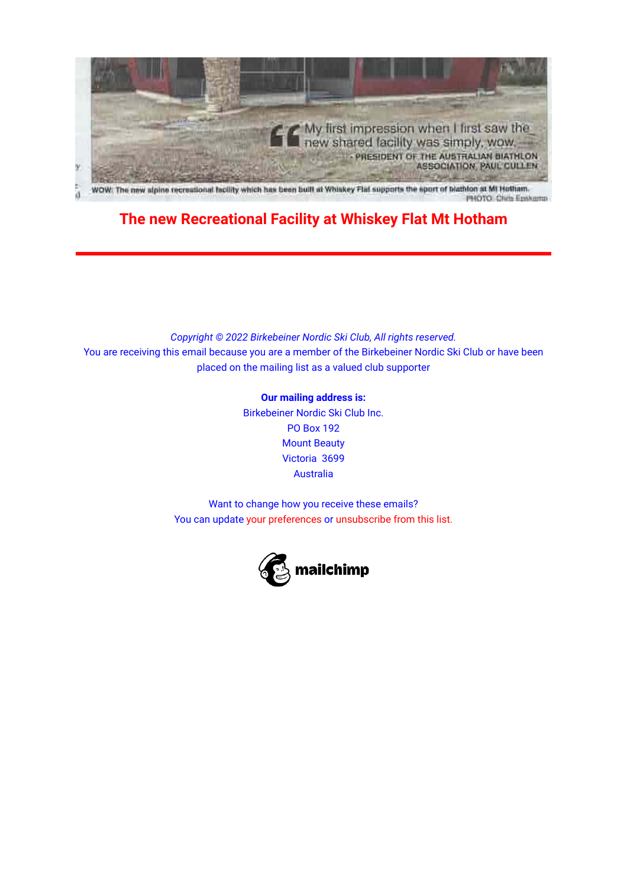My first impression when I first saw the new shared facility was simply, wow.

- PRESIDENT OF THE AUSTRALIAN BIATHLON ASSOCIATION, PAUL CULLEN

WOW: The new alpine recreational facility which has been built at Whiskey Flat supports the sport of biathlon at Mt Hotham. PHOTO: Chris Eppkamp

## The new Recreational Facility at Whiskey Flat Mt Hotham

---

*Copyright © 2022 Birkebeiner Nordic Ski Club, All rights reserved.*
You are receiving this email because you are a member of the Birkebeiner Nordic Ski Club or have been placed on the mailing list as a valued club supporter

**Our mailing address is:**
Birkebeiner Nordic Ski Club Inc.
PO Box 192
Mount Beauty
Victoria 3699
Australia

Want to change how you receive these emails?
You can update your preferences or unsubscribe from this list.

mailchimp